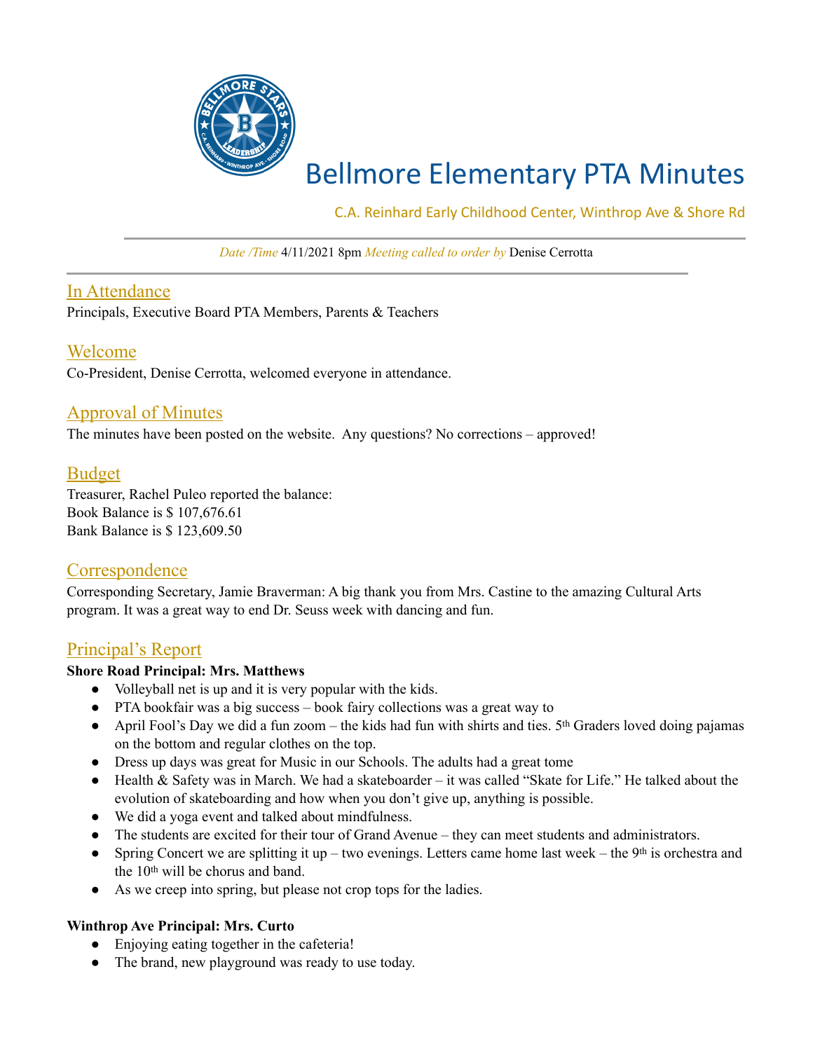# Bellmore Elementary PTA Minutes

C.A. Reinhard Early Childhood Center, Winthrop Ave & Shore Rd

*Date /Time* 4/11/2021 8pm *Meeting called to order by* Denise Cerrotta

## In Attendance

Principals, Executive Board PTA Members, Parents & Teachers

## Welcome

Co-President, Denise Cerrotta, welcomed everyone in attendance.

## Approval of Minutes

The minutes have been posted on the website. Any questions? No corrections – approved!

## Budget

Treasurer, Rachel Puleo reported the balance:
Book Balance is $ 107,676.61
Bank Balance is $ 123,609.50

## Correspondence

Corresponding Secretary, Jamie Braverman: A big thank you from Mrs. Castine to the amazing Cultural Arts program. It was a great way to end Dr. Seuss week with dancing and fun.

## Principal's Report

**Shore Road Principal: Mrs. Matthews**

- Volleyball net is up and it is very popular with the kids.
- PTA bookfair was a big success – book fairy collections was a great way to
- April Fool's Day we did a fun zoom – the kids had fun with shirts and ties. 5th Graders loved doing pajamas on the bottom and regular clothes on the top.
- Dress up days was great for Music in our Schools. The adults had a great tome
- Health & Safety was in March. We had a skateboarder – it was called "Skate for Life." He talked about the evolution of skateboarding and how when you don't give up, anything is possible.
- We did a yoga event and talked about mindfulness.
- The students are excited for their tour of Grand Avenue – they can meet students and administrators.
- Spring Concert we are splitting it up – two evenings. Letters came home last week – the 9th is orchestra and the 10th will be chorus and band.
- As we creep into spring, but please not crop tops for the ladies.

**Winthrop Ave Principal: Mrs. Curto**

- Enjoying eating together in the cafeteria!
- The brand, new playground was ready to use today.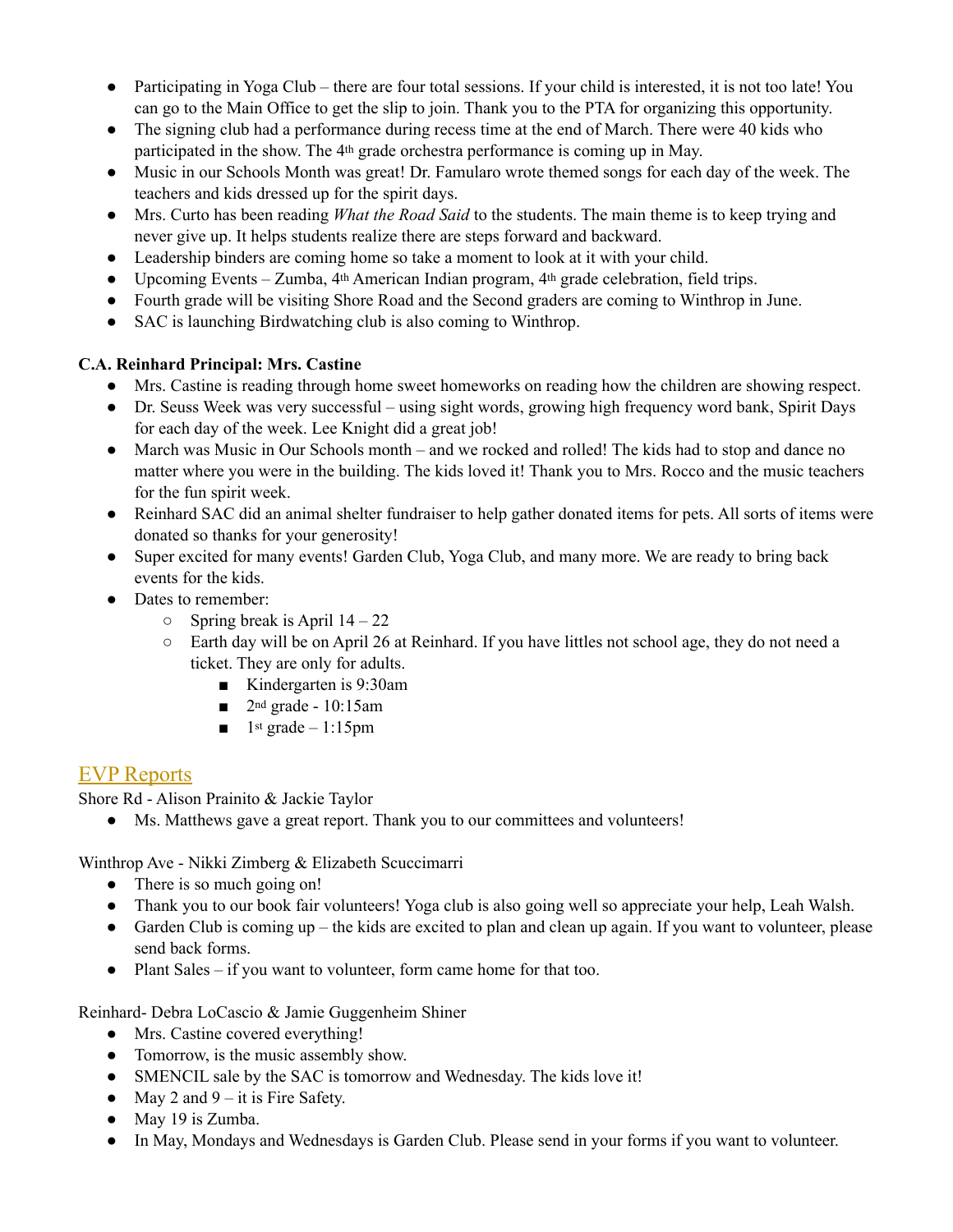- Participating in Yoga Club – there are four total sessions. If your child is interested, it is not too late! You can go to the Main Office to get the slip to join. Thank you to the PTA for organizing this opportunity.
- The signing club had a performance during recess time at the end of March. There were 40 kids who participated in the show. The 4th grade orchestra performance is coming up in May.
- Music in our Schools Month was great! Dr. Famularo wrote themed songs for each day of the week. The teachers and kids dressed up for the spirit days.
- Mrs. Curto has been reading *What the Road Said* to the students. The main theme is to keep trying and never give up. It helps students realize there are steps forward and backward.
- Leadership binders are coming home so take a moment to look at it with your child.
- Upcoming Events – Zumba, 4th American Indian program, 4th grade celebration, field trips.
- Fourth grade will be visiting Shore Road and the Second graders are coming to Winthrop in June.
- SAC is launching Birdwatching club is also coming to Winthrop.

**C.A. Reinhard Principal: Mrs. Castine**

- Mrs. Castine is reading through home sweet homeworks on reading how the children are showing respect.
- Dr. Seuss Week was very successful – using sight words, growing high frequency word bank, Spirit Days for each day of the week. Lee Knight did a great job!
- March was Music in Our Schools month – and we rocked and rolled! The kids had to stop and dance no matter where you were in the building. The kids loved it! Thank you to Mrs. Rocco and the music teachers for the fun spirit week.
- Reinhard SAC did an animal shelter fundraiser to help gather donated items for pets. All sorts of items were donated so thanks for your generosity!
- Super excited for many events! Garden Club, Yoga Club, and many more. We are ready to bring back events for the kids.
- Dates to remember:
  - Spring break is April 14 – 22
  - Earth day will be on April 26 at Reinhard. If you have littles not school age, they do not need a ticket. They are only for adults.
    - Kindergarten is 9:30am
    - 2nd grade - 10:15am
    - 1st grade – 1:15pm

## EVP Reports

Shore Rd - Alison Prainito & Jackie Taylor

- Ms. Matthews gave a great report. Thank you to our committees and volunteers!

Winthrop Ave - Nikki Zimberg & Elizabeth Scuccimarri

- There is so much going on!
- Thank you to our book fair volunteers! Yoga club is also going well so appreciate your help, Leah Walsh.
- Garden Club is coming up – the kids are excited to plan and clean up again. If you want to volunteer, please send back forms.
- Plant Sales – if you want to volunteer, form came home for that too.

Reinhard- Debra LoCascio & Jamie Guggenheim Shiner

- Mrs. Castine covered everything!
- Tomorrow, is the music assembly show.
- SMENCIL sale by the SAC is tomorrow and Wednesday. The kids love it!
- May 2 and 9 – it is Fire Safety.
- May 19 is Zumba.
- In May, Mondays and Wednesdays is Garden Club. Please send in your forms if you want to volunteer.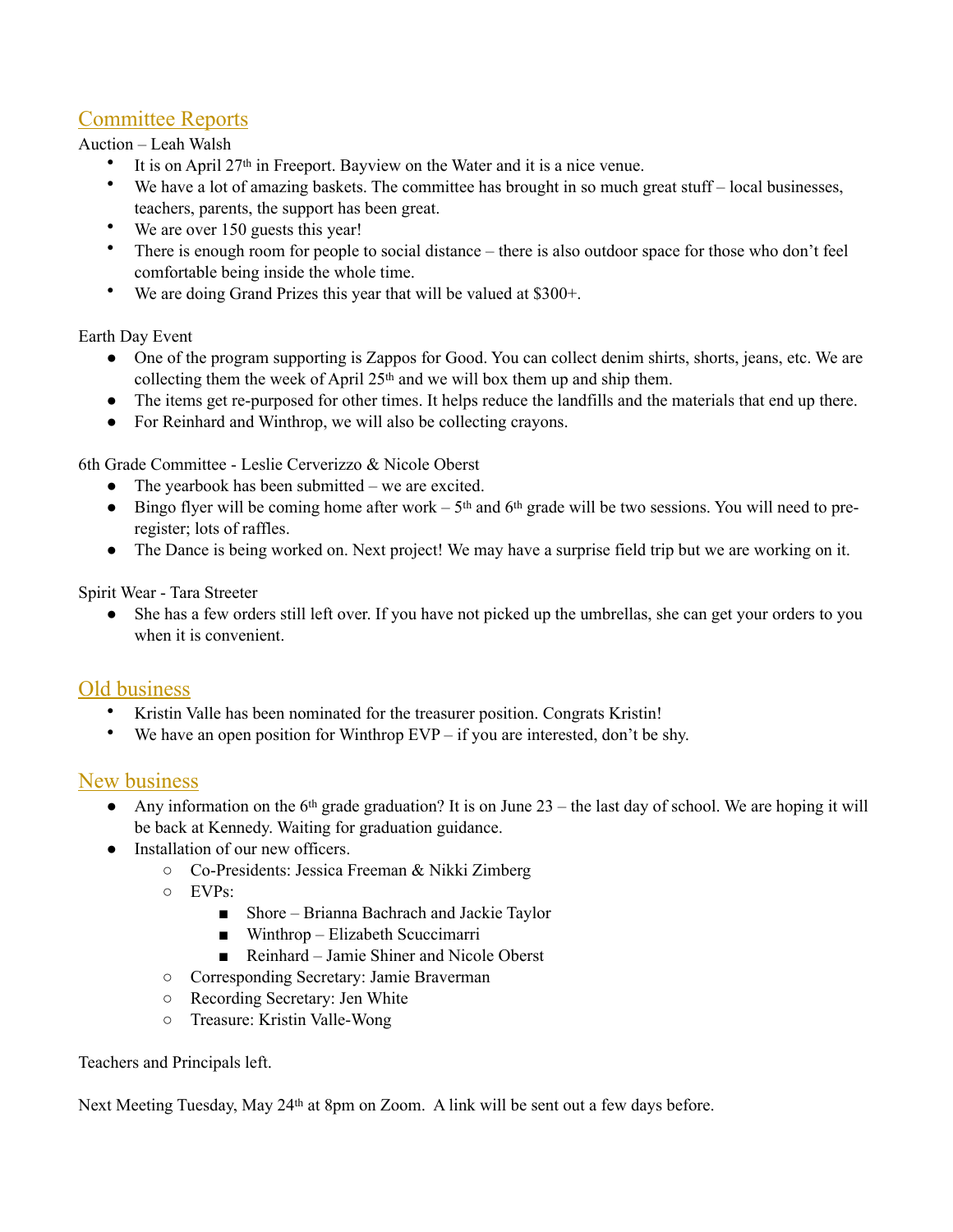## Committee Reports

Auction – Leah Walsh

- It is on April 27th in Freeport. Bayview on the Water and it is a nice venue.
- We have a lot of amazing baskets. The committee has brought in so much great stuff – local businesses, teachers, parents, the support has been great.
- We are over 150 guests this year!
- There is enough room for people to social distance – there is also outdoor space for those who don't feel comfortable being inside the whole time.
- We are doing Grand Prizes this year that will be valued at $300+.

Earth Day Event

- One of the program supporting is Zappos for Good. You can collect denim shirts, shorts, jeans, etc. We are collecting them the week of April 25th and we will box them up and ship them.
- The items get re-purposed for other times. It helps reduce the landfills and the materials that end up there.
- For Reinhard and Winthrop, we will also be collecting crayons.

6th Grade Committee - Leslie Cerverizzo & Nicole Oberst

- The yearbook has been submitted – we are excited.
- Bingo flyer will be coming home after work – 5th and 6th grade will be two sessions. You will need to pre-register; lots of raffles.
- The Dance is being worked on. Next project! We may have a surprise field trip but we are working on it.

Spirit Wear - Tara Streeter

- She has a few orders still left over. If you have not picked up the umbrellas, she can get your orders to you when it is convenient.

## Old business

- Kristin Valle has been nominated for the treasurer position. Congrats Kristin!
- We have an open position for Winthrop EVP – if you are interested, don't be shy.

## New business

- Any information on the 6th grade graduation? It is on June 23 – the last day of school. We are hoping it will be back at Kennedy. Waiting for graduation guidance.
- Installation of our new officers.
  - Co-Presidents: Jessica Freeman & Nikki Zimberg
  - EVPs:
    - Shore – Brianna Bachrach and Jackie Taylor
    - Winthrop – Elizabeth Scuccimarri
    - Reinhard – Jamie Shiner and Nicole Oberst
  - Corresponding Secretary: Jamie Braverman
  - Recording Secretary: Jen White
  - Treasure: Kristin Valle-Wong

Teachers and Principals left.

Next Meeting Tuesday, May 24th at 8pm on Zoom. A link will be sent out a few days before.